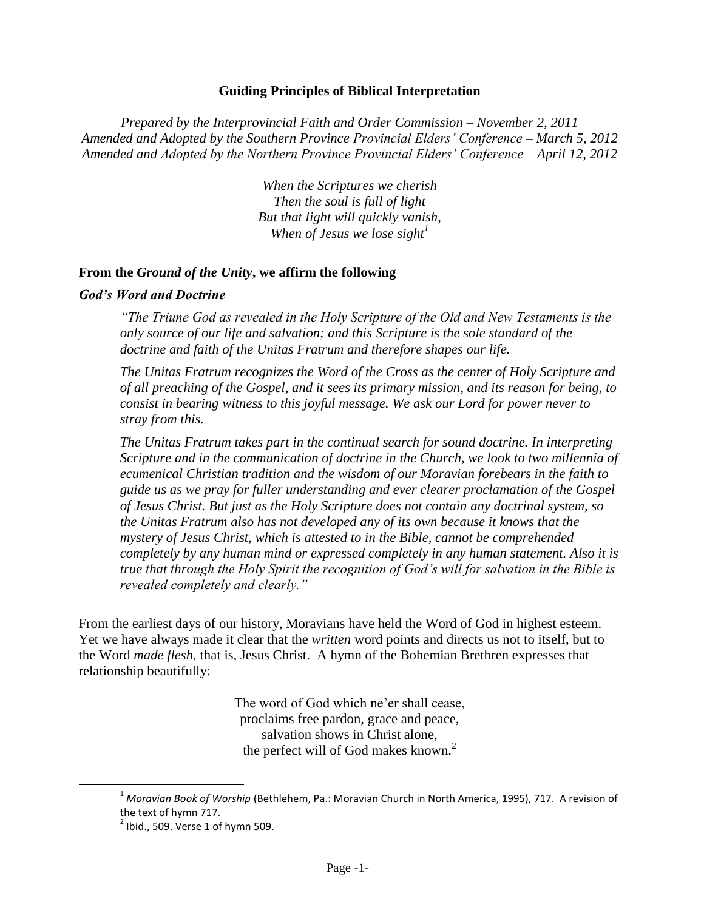# Guiding Principles of Biblical Interpretation

*Prepared by the Interprovincial Faith and Order Commission – November 2, 2011*
*Amended and Adopted by the Southern Province Provincial Elders' Conference – March 5, 2012*
*Amended and Adopted by the Northern Province Provincial Elders' Conference – April 12, 2012*

*When the Scriptures we cherish*
*Then the soul is full of light*
*But that light will quickly vanish,*
*When of Jesus we lose sight*[1]

## From the *Ground of the Unity*, we affirm the following

### *God's Word and Doctrine*

> *"The Triune God as revealed in the Holy Scripture of the Old and New Testaments is the only source of our life and salvation; and this Scripture is the sole standard of the doctrine and faith of the Unitas Fratrum and therefore shapes our life.*
>
> *The Unitas Fratrum recognizes the Word of the Cross as the center of Holy Scripture and of all preaching of the Gospel, and it sees its primary mission, and its reason for being, to consist in bearing witness to this joyful message. We ask our Lord for power never to stray from this.*
>
> *The Unitas Fratrum takes part in the continual search for sound doctrine. In interpreting Scripture and in the communication of doctrine in the Church, we look to two millennia of ecumenical Christian tradition and the wisdom of our Moravian forebears in the faith to guide us as we pray for fuller understanding and ever clearer proclamation of the Gospel of Jesus Christ. But just as the Holy Scripture does not contain any doctrinal system, so the Unitas Fratrum also has not developed any of its own because it knows that the mystery of Jesus Christ, which is attested to in the Bible, cannot be comprehended completely by any human mind or expressed completely in any human statement. Also it is true that through the Holy Spirit the recognition of God's will for salvation in the Bible is revealed completely and clearly."*

From the earliest days of our history, Moravians have held the Word of God in highest esteem. Yet we have always made it clear that the *written* word points and directs us not to itself, but to the Word *made flesh*, that is, Jesus Christ. A hymn of the Bohemian Brethren expresses that relationship beautifully:

The word of God which ne'er shall cease,
proclaims free pardon, grace and peace,
salvation shows in Christ alone,
the perfect will of God makes known.[2]

---

[1] *Moravian Book of Worship* (Bethlehem, Pa.: Moravian Church in North America, 1995), 717. A revision of the text of hymn 717.

[2] Ibid., 509. Verse 1 of hymn 509.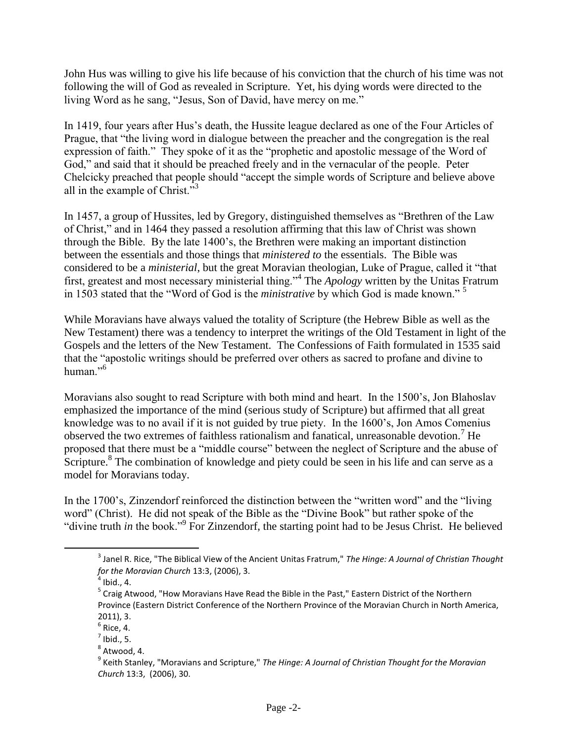John Hus was willing to give his life because of his conviction that the church of his time was not following the will of God as revealed in Scripture. Yet, his dying words were directed to the living Word as he sang, "Jesus, Son of David, have mercy on me."

In 1419, four years after Hus's death, the Hussite league declared as one of the Four Articles of Prague, that "the living word in dialogue between the preacher and the congregation is the real expression of faith." They spoke of it as the "prophetic and apostolic message of the Word of God," and said that it should be preached freely and in the vernacular of the people. Peter Chelcicky preached that people should "accept the simple words of Scripture and believe above all in the example of Christ."[3]

In 1457, a group of Hussites, led by Gregory, distinguished themselves as "Brethren of the Law of Christ," and in 1464 they passed a resolution affirming that this law of Christ was shown through the Bible. By the late 1400's, the Brethren were making an important distinction between the essentials and those things that *ministered to* the essentials. The Bible was considered to be a *ministerial*, but the great Moravian theologian, Luke of Prague, called it "that first, greatest and most necessary ministerial thing."[4] The *Apology* written by the Unitas Fratrum in 1503 stated that the "Word of God is the *ministrative* by which God is made known." [5]

While Moravians have always valued the totality of Scripture (the Hebrew Bible as well as the New Testament) there was a tendency to interpret the writings of the Old Testament in light of the Gospels and the letters of the New Testament. The Confessions of Faith formulated in 1535 said that the "apostolic writings should be preferred over others as sacred to profane and divine to human."[6]

Moravians also sought to read Scripture with both mind and heart. In the 1500's, Jon Blahoslav emphasized the importance of the mind (serious study of Scripture) but affirmed that all great knowledge was to no avail if it is not guided by true piety. In the 1600's, Jon Amos Comenius observed the two extremes of faithless rationalism and fanatical, unreasonable devotion.[7] He proposed that there must be a "middle course" between the neglect of Scripture and the abuse of Scripture.[8] The combination of knowledge and piety could be seen in his life and can serve as a model for Moravians today.

In the 1700's, Zinzendorf reinforced the distinction between the "written word" and the "living word" (Christ). He did not speak of the Bible as the "Divine Book" but rather spoke of the "divine truth *in* the book."[9] For Zinzendorf, the starting point had to be Jesus Christ. He believed

---

[3] Janel R. Rice, "The Biblical View of the Ancient Unitas Fratrum," *The Hinge: A Journal of Christian Thought for the Moravian Church* 13:3, (2006), 3.

[4] Ibid., 4.

[5] Craig Atwood, "How Moravians Have Read the Bible in the Past," Eastern District of the Northern Province (Eastern District Conference of the Northern Province of the Moravian Church in North America, 2011), 3.

[6] Rice, 4.

[7] Ibid., 5.

[8] Atwood, 4.

[9] Keith Stanley, "Moravians and Scripture," *The Hinge: A Journal of Christian Thought for the Moravian Church* 13:3, (2006), 30.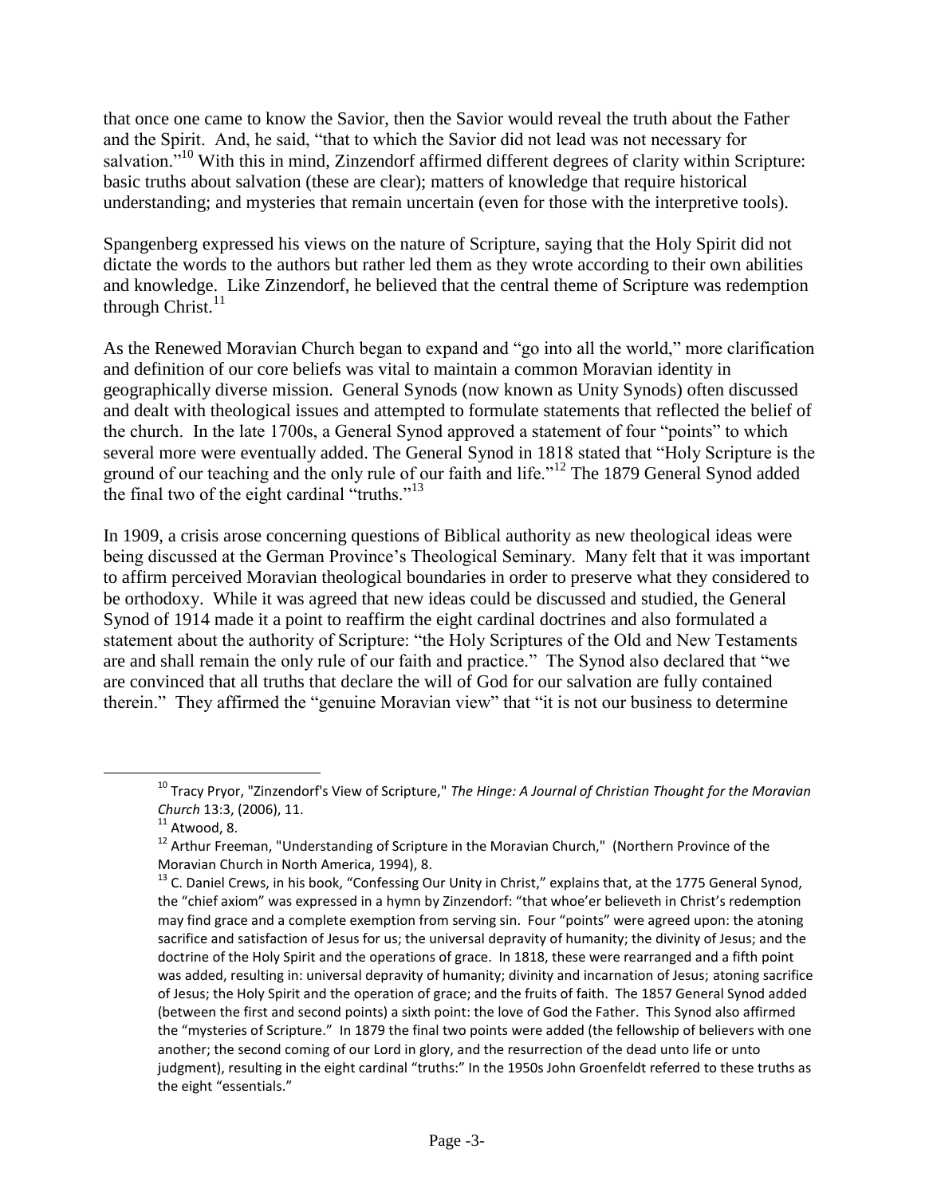that once one came to know the Savior, then the Savior would reveal the truth about the Father and the Spirit. And, he said, "that to which the Savior did not lead was not necessary for salvation."[10] With this in mind, Zinzendorf affirmed different degrees of clarity within Scripture: basic truths about salvation (these are clear); matters of knowledge that require historical understanding; and mysteries that remain uncertain (even for those with the interpretive tools).

Spangenberg expressed his views on the nature of Scripture, saying that the Holy Spirit did not dictate the words to the authors but rather led them as they wrote according to their own abilities and knowledge. Like Zinzendorf, he believed that the central theme of Scripture was redemption through Christ.[11]

As the Renewed Moravian Church began to expand and "go into all the world," more clarification and definition of our core beliefs was vital to maintain a common Moravian identity in geographically diverse mission. General Synods (now known as Unity Synods) often discussed and dealt with theological issues and attempted to formulate statements that reflected the belief of the church. In the late 1700s, a General Synod approved a statement of four "points" to which several more were eventually added. The General Synod in 1818 stated that "Holy Scripture is the ground of our teaching and the only rule of our faith and life."[12] The 1879 General Synod added the final two of the eight cardinal "truths."[13]

In 1909, a crisis arose concerning questions of Biblical authority as new theological ideas were being discussed at the German Province's Theological Seminary. Many felt that it was important to affirm perceived Moravian theological boundaries in order to preserve what they considered to be orthodoxy. While it was agreed that new ideas could be discussed and studied, the General Synod of 1914 made it a point to reaffirm the eight cardinal doctrines and also formulated a statement about the authority of Scripture: "the Holy Scriptures of the Old and New Testaments are and shall remain the only rule of our faith and practice." The Synod also declared that "we are convinced that all truths that declare the will of God for our salvation are fully contained therein." They affirmed the "genuine Moravian view" that "it is not our business to determine

---

[10] Tracy Pryor, "Zinzendorf's View of Scripture," *The Hinge: A Journal of Christian Thought for the Moravian Church* 13:3, (2006), 11.

[11] Atwood, 8.

[12] Arthur Freeman, "Understanding of Scripture in the Moravian Church," (Northern Province of the Moravian Church in North America, 1994), 8.

[13] C. Daniel Crews, in his book, "Confessing Our Unity in Christ," explains that, at the 1775 General Synod, the "chief axiom" was expressed in a hymn by Zinzendorf: "that whoe'er believeth in Christ's redemption may find grace and a complete exemption from serving sin. Four "points" were agreed upon: the atoning sacrifice and satisfaction of Jesus for us; the universal depravity of humanity; the divinity of Jesus; and the doctrine of the Holy Spirit and the operations of grace. In 1818, these were rearranged and a fifth point was added, resulting in: universal depravity of humanity; divinity and incarnation of Jesus; atoning sacrifice of Jesus; the Holy Spirit and the operation of grace; and the fruits of faith. The 1857 General Synod added (between the first and second points) a sixth point: the love of God the Father. This Synod also affirmed the "mysteries of Scripture." In 1879 the final two points were added (the fellowship of believers with one another; the second coming of our Lord in glory, and the resurrection of the dead unto life or unto judgment), resulting in the eight cardinal "truths:" In the 1950s John Groenfeldt referred to these truths as the eight "essentials."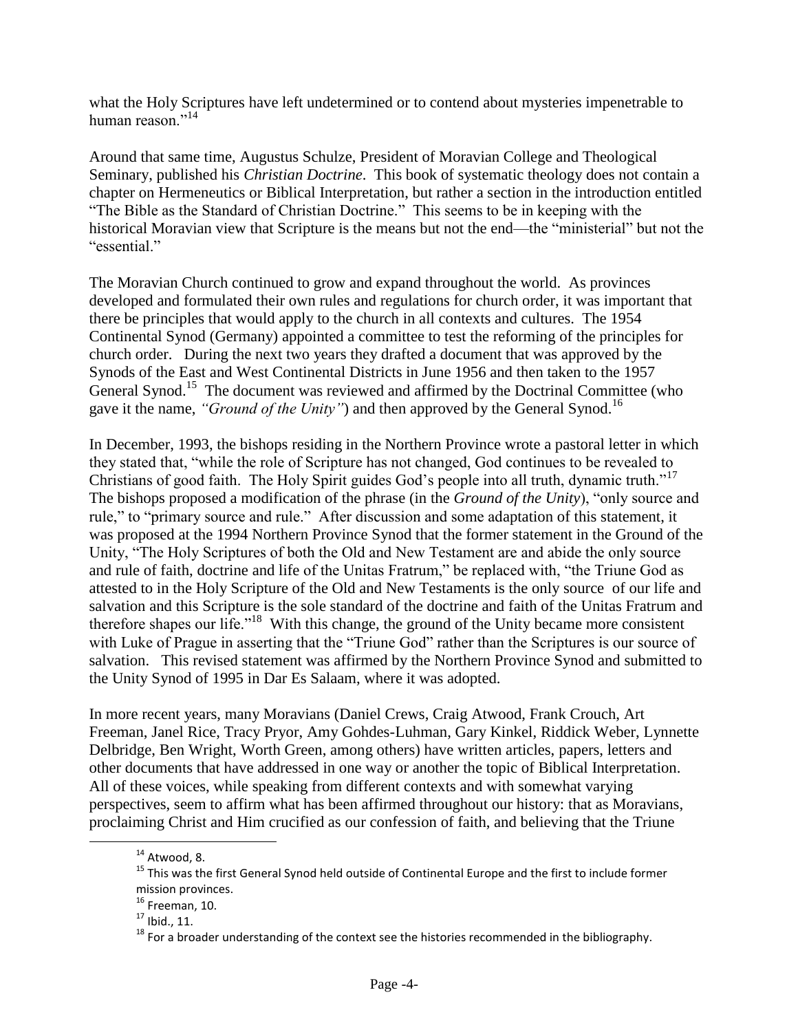what the Holy Scriptures have left undetermined or to contend about mysteries impenetrable to human reason."[14]

Around that same time, Augustus Schulze, President of Moravian College and Theological Seminary, published his *Christian Doctrine*. This book of systematic theology does not contain a chapter on Hermeneutics or Biblical Interpretation, but rather a section in the introduction entitled "The Bible as the Standard of Christian Doctrine." This seems to be in keeping with the historical Moravian view that Scripture is the means but not the end—the "ministerial" but not the "essential."

The Moravian Church continued to grow and expand throughout the world. As provinces developed and formulated their own rules and regulations for church order, it was important that there be principles that would apply to the church in all contexts and cultures. The 1954 Continental Synod (Germany) appointed a committee to test the reforming of the principles for church order. During the next two years they drafted a document that was approved by the Synods of the East and West Continental Districts in June 1956 and then taken to the 1957 General Synod.[15] The document was reviewed and affirmed by the Doctrinal Committee (who gave it the name, *"Ground of the Unity"*) and then approved by the General Synod.[16]

In December, 1993, the bishops residing in the Northern Province wrote a pastoral letter in which they stated that, "while the role of Scripture has not changed, God continues to be revealed to Christians of good faith. The Holy Spirit guides God's people into all truth, dynamic truth."[17] The bishops proposed a modification of the phrase (in the *Ground of the Unity*), "only source and rule," to "primary source and rule." After discussion and some adaptation of this statement, it was proposed at the 1994 Northern Province Synod that the former statement in the Ground of the Unity, "The Holy Scriptures of both the Old and New Testament are and abide the only source and rule of faith, doctrine and life of the Unitas Fratrum," be replaced with, "the Triune God as attested to in the Holy Scripture of the Old and New Testaments is the only source of our life and salvation and this Scripture is the sole standard of the doctrine and faith of the Unitas Fratrum and therefore shapes our life."[18] With this change, the ground of the Unity became more consistent with Luke of Prague in asserting that the "Triune God" rather than the Scriptures is our source of salvation. This revised statement was affirmed by the Northern Province Synod and submitted to the Unity Synod of 1995 in Dar Es Salaam, where it was adopted.

In more recent years, many Moravians (Daniel Crews, Craig Atwood, Frank Crouch, Art Freeman, Janel Rice, Tracy Pryor, Amy Gohdes-Luhman, Gary Kinkel, Riddick Weber, Lynnette Delbridge, Ben Wright, Worth Green, among others) have written articles, papers, letters and other documents that have addressed in one way or another the topic of Biblical Interpretation. All of these voices, while speaking from different contexts and with somewhat varying perspectives, seem to affirm what has been affirmed throughout our history: that as Moravians, proclaiming Christ and Him crucified as our confession of faith, and believing that the Triune

---

[14] Atwood, 8.

[15] This was the first General Synod held outside of Continental Europe and the first to include former mission provinces.

[16] Freeman, 10.

[17] Ibid., 11.

[18] For a broader understanding of the context see the histories recommended in the bibliography.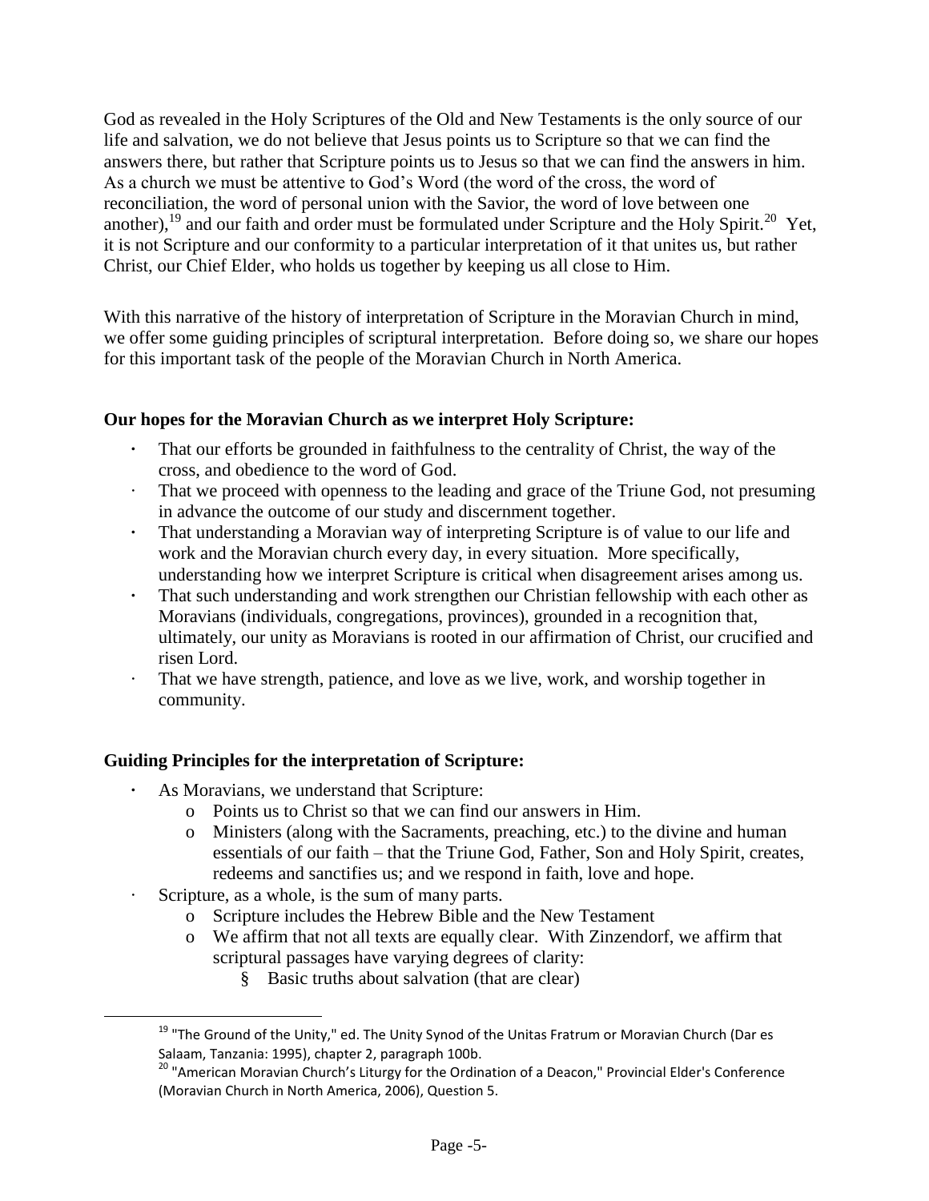God as revealed in the Holy Scriptures of the Old and New Testaments is the only source of our life and salvation, we do not believe that Jesus points us to Scripture so that we can find the answers there, but rather that Scripture points us to Jesus so that we can find the answers in him. As a church we must be attentive to God's Word (the word of the cross, the word of reconciliation, the word of personal union with the Savior, the word of love between one another),[19] and our faith and order must be formulated under Scripture and the Holy Spirit.[20] Yet, it is not Scripture and our conformity to a particular interpretation of it that unites us, but rather Christ, our Chief Elder, who holds us together by keeping us all close to Him.

With this narrative of the history of interpretation of Scripture in the Moravian Church in mind, we offer some guiding principles of scriptural interpretation. Before doing so, we share our hopes for this important task of the people of the Moravian Church in North America.

**Our hopes for the Moravian Church as we interpret Holy Scripture:**

- That our efforts be grounded in faithfulness to the centrality of Christ, the way of the cross, and obedience to the word of God.
- That we proceed with openness to the leading and grace of the Triune God, not presuming in advance the outcome of our study and discernment together.
- That understanding a Moravian way of interpreting Scripture is of value to our life and work and the Moravian church every day, in every situation. More specifically, understanding how we interpret Scripture is critical when disagreement arises among us.
- That such understanding and work strengthen our Christian fellowship with each other as Moravians (individuals, congregations, provinces), grounded in a recognition that, ultimately, our unity as Moravians is rooted in our affirmation of Christ, our crucified and risen Lord.
- That we have strength, patience, and love as we live, work, and worship together in community.

**Guiding Principles for the interpretation of Scripture:**

- As Moravians, we understand that Scripture:
  - Points us to Christ so that we can find our answers in Him.
  - Ministers (along with the Sacraments, preaching, etc.) to the divine and human essentials of our faith – that the Triune God, Father, Son and Holy Spirit, creates, redeems and sanctifies us; and we respond in faith, love and hope.
- Scripture, as a whole, is the sum of many parts.
  - Scripture includes the Hebrew Bible and the New Testament
  - We affirm that not all texts are equally clear. With Zinzendorf, we affirm that scriptural passages have varying degrees of clarity:
    - Basic truths about salvation (that are clear)

---

[19] "The Ground of the Unity," ed. The Unity Synod of the Unitas Fratrum or Moravian Church (Dar es Salaam, Tanzania: 1995), chapter 2, paragraph 100b.

[20] "American Moravian Church's Liturgy for the Ordination of a Deacon," Provincial Elder's Conference (Moravian Church in North America, 2006), Question 5.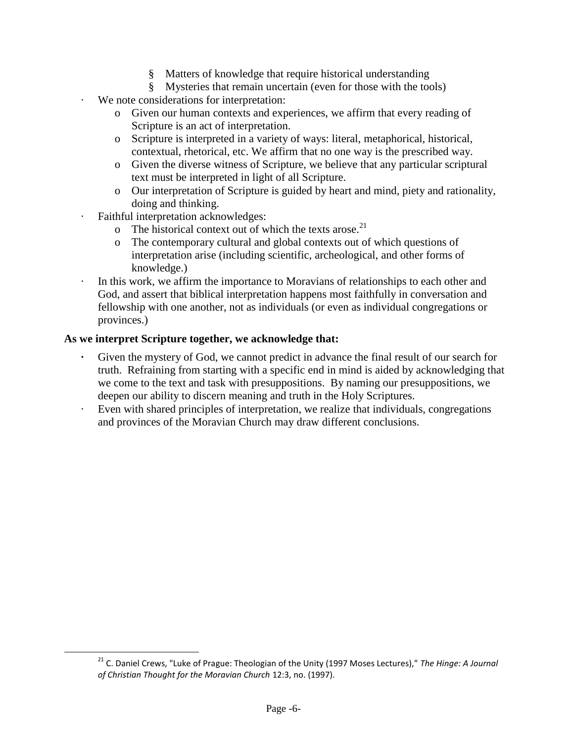- Matters of knowledge that require historical understanding
        - Mysteries that remain uncertain (even for those with the tools)
- We note considerations for interpretation:
    - Given our human contexts and experiences, we affirm that every reading of Scripture is an act of interpretation.
    - Scripture is interpreted in a variety of ways: literal, metaphorical, historical, contextual, rhetorical, etc. We affirm that no one way is the prescribed way.
    - Given the diverse witness of Scripture, we believe that any particular scriptural text must be interpreted in light of all Scripture.
    - Our interpretation of Scripture is guided by heart and mind, piety and rationality, doing and thinking.
- Faithful interpretation acknowledges:
    - The historical context out of which the texts arose.[21]
    - The contemporary cultural and global contexts out of which questions of interpretation arise (including scientific, archeological, and other forms of knowledge.)
- In this work, we affirm the importance to Moravians of relationships to each other and God, and assert that biblical interpretation happens most faithfully in conversation and fellowship with one another, not as individuals (or even as individual congregations or provinces.)

**As we interpret Scripture together, we acknowledge that:**

- Given the mystery of God, we cannot predict in advance the final result of our search for truth. Refraining from starting with a specific end in mind is aided by acknowledging that we come to the text and task with presuppositions. By naming our presuppositions, we deepen our ability to discern meaning and truth in the Holy Scriptures.
- Even with shared principles of interpretation, we realize that individuals, congregations and provinces of the Moravian Church may draw different conclusions.

---

[21] C. Daniel Crews, "Luke of Prague: Theologian of the Unity (1997 Moses Lectures)," *The Hinge: A Journal of Christian Thought for the Moravian Church* 12:3, no. (1997).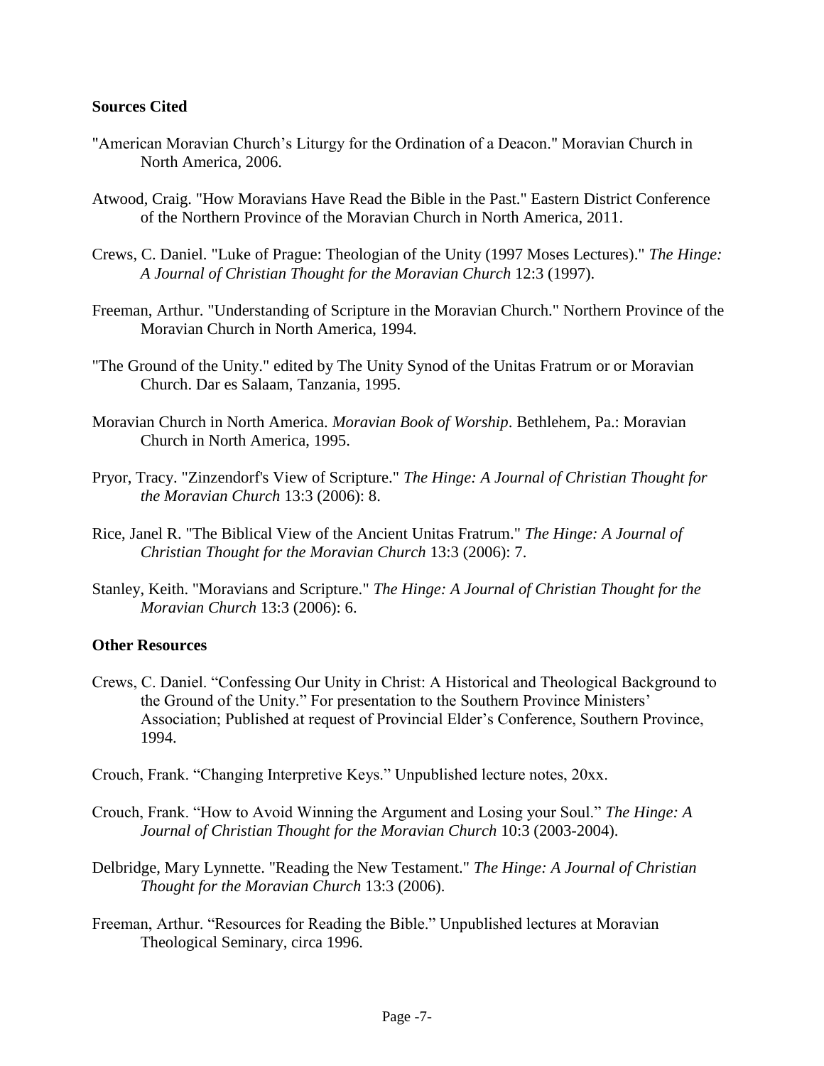**Sources Cited**

"American Moravian Church's Liturgy for the Ordination of a Deacon." Moravian Church in North America, 2006.

Atwood, Craig. "How Moravians Have Read the Bible in the Past." Eastern District Conference of the Northern Province of the Moravian Church in North America, 2011.

Crews, C. Daniel. "Luke of Prague: Theologian of the Unity (1997 Moses Lectures)." *The Hinge: A Journal of Christian Thought for the Moravian Church* 12:3 (1997).

Freeman, Arthur. "Understanding of Scripture in the Moravian Church." Northern Province of the Moravian Church in North America, 1994.

"The Ground of the Unity." edited by The Unity Synod of the Unitas Fratrum or or Moravian Church. Dar es Salaam, Tanzania, 1995.

Moravian Church in North America. *Moravian Book of Worship*. Bethlehem, Pa.: Moravian Church in North America, 1995.

Pryor, Tracy. "Zinzendorf's View of Scripture." *The Hinge: A Journal of Christian Thought for the Moravian Church* 13:3 (2006): 8.

Rice, Janel R. "The Biblical View of the Ancient Unitas Fratrum." *The Hinge: A Journal of Christian Thought for the Moravian Church* 13:3 (2006): 7.

Stanley, Keith. "Moravians and Scripture." *The Hinge: A Journal of Christian Thought for the Moravian Church* 13:3 (2006): 6.

**Other Resources**

Crews, C. Daniel. "Confessing Our Unity in Christ: A Historical and Theological Background to the Ground of the Unity." For presentation to the Southern Province Ministers' Association; Published at request of Provincial Elder's Conference, Southern Province, 1994.

Crouch, Frank. "Changing Interpretive Keys." Unpublished lecture notes, 20xx.

Crouch, Frank. "How to Avoid Winning the Argument and Losing your Soul." *The Hinge: A Journal of Christian Thought for the Moravian Church* 10:3 (2003-2004).

Delbridge, Mary Lynnette. "Reading the New Testament." *The Hinge: A Journal of Christian Thought for the Moravian Church* 13:3 (2006).

Freeman, Arthur. "Resources for Reading the Bible." Unpublished lectures at Moravian Theological Seminary, circa 1996.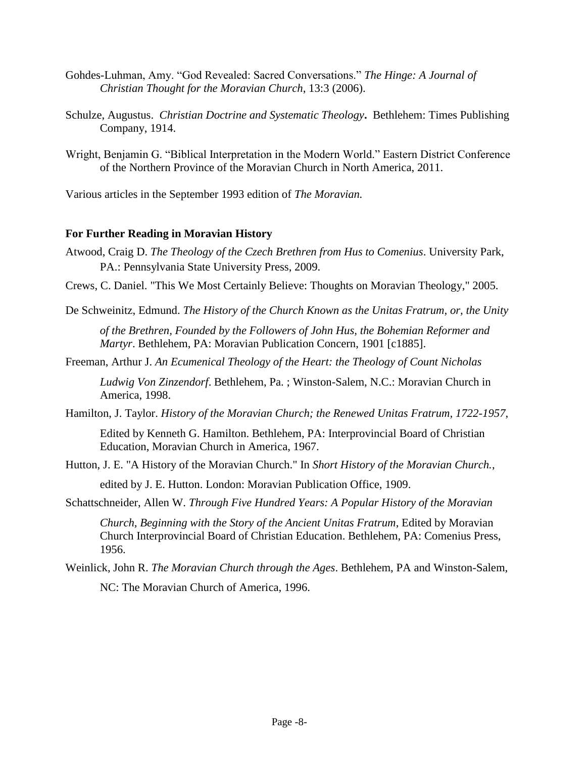Gohdes-Luhman, Amy. "God Revealed: Sacred Conversations." *The Hinge: A Journal of Christian Thought for the Moravian Church*, 13:3 (2006).

Schulze, Augustus. *Christian Doctrine and Systematic Theology***.** Bethlehem: Times Publishing Company, 1914.

Wright, Benjamin G. "Biblical Interpretation in the Modern World." Eastern District Conference of the Northern Province of the Moravian Church in North America, 2011.

Various articles in the September 1993 edition of *The Moravian.*

**For Further Reading in Moravian History**

Atwood, Craig D. *The Theology of the Czech Brethren from Hus to Comenius*. University Park, PA.: Pennsylvania State University Press, 2009.

Crews, C. Daniel. "This We Most Certainly Believe: Thoughts on Moravian Theology," 2005.

De Schweinitz, Edmund. *The History of the Church Known as the Unitas Fratrum, or, the Unity of the Brethren, Founded by the Followers of John Hus, the Bohemian Reformer and Martyr*. Bethlehem, PA: Moravian Publication Concern, 1901 [c1885].

Freeman, Arthur J. *An Ecumenical Theology of the Heart: the Theology of Count Nicholas Ludwig Von Zinzendorf*. Bethlehem, Pa. ; Winston-Salem, N.C.: Moravian Church in America, 1998.

Hamilton, J. Taylor. *History of the Moravian Church; the Renewed Unitas Fratrum, 1722-1957,* Edited by Kenneth G. Hamilton. Bethlehem, PA: Interprovincial Board of Christian Education, Moravian Church in America, 1967.

Hutton, J. E. "A History of the Moravian Church." In *Short History of the Moravian Church.*, edited by J. E. Hutton. London: Moravian Publication Office, 1909.

Schattschneider, Allen W. *Through Five Hundred Years: A Popular History of the Moravian Church, Beginning with the Story of the Ancient Unitas Fratrum*, Edited by Moravian Church Interprovincial Board of Christian Education. Bethlehem, PA: Comenius Press, 1956.

Weinlick, John R. *The Moravian Church through the Ages*. Bethlehem, PA and Winston-Salem, NC: The Moravian Church of America, 1996.